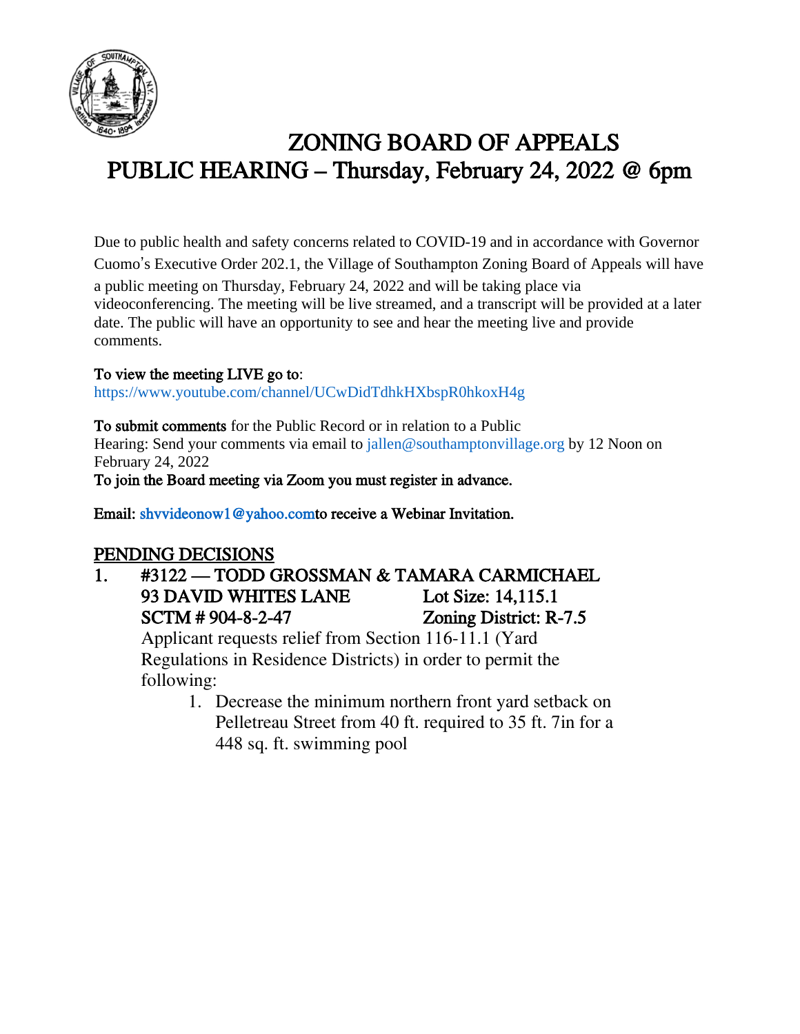# ZONING BOARD OF APPEALS
# PUBLIC HEARING – Thursday, February 24, 2022 @ 6pm

Due to public health and safety concerns related to COVID-19 and in accordance with Governor Cuomo's Executive Order 202.1, the Village of Southampton Zoning Board of Appeals will have a public meeting on Thursday, February 24, 2022 and will be taking place via videoconferencing. The meeting will be live streamed, and a transcript will be provided at a later date. The public will have an opportunity to see and hear the meeting live and provide comments.

**To view the meeting LIVE go to**:
https://www.youtube.com/channel/UCwDidTdhkHXbspR0hkoxH4g

**To submit comments** for the Public Record or in relation to a Public Hearing: Send your comments via email to jallen@southamptonvillage.org by 12 Noon on February 24, 2022

**To join the Board meeting via Zoom you must register in advance.**

**Email: shvvideonow1@yahoo.comto receive a Webinar Invitation.**

## PENDING DECISIONS

1. **#3122 — TODD GROSSMAN & TAMARA CARMICHAEL**
   **93 DAVID WHITES LANE** — **Lot Size: 14,115.1**
   **SCTM # 904-8-2-47** — **Zoning District: R-7.5**

   Applicant requests relief from Section 116-11.1 (Yard Regulations in Residence Districts) in order to permit the following:

   1. Decrease the minimum northern front yard setback on Pelletreau Street from 40 ft. required to 35 ft. 7in for a 448 sq. ft. swimming pool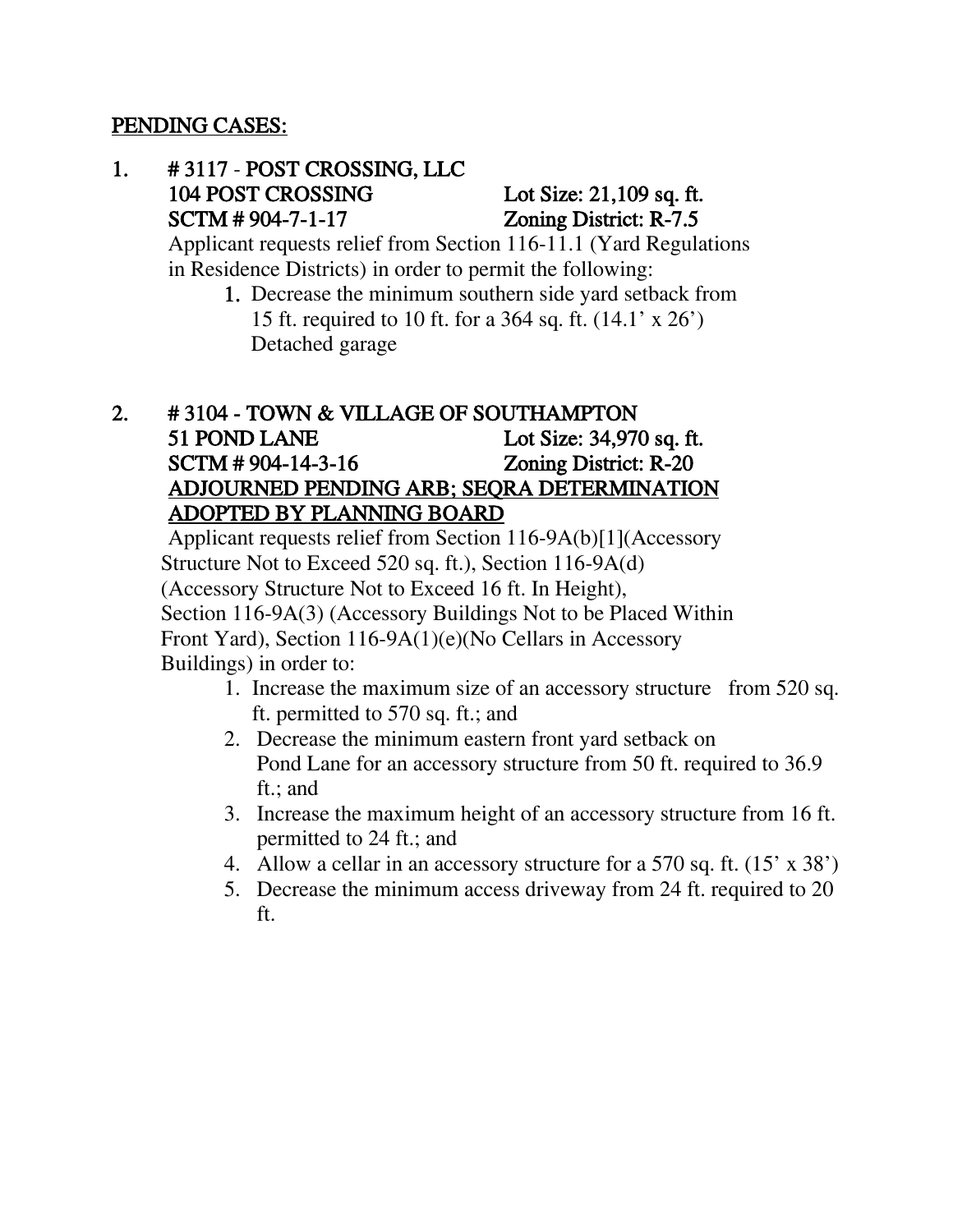## PENDING CASES:

1. **# 3117 - POST CROSSING, LLC**
   **104 POST CROSSING** — **Lot Size: 21,109 sq. ft.**
   **SCTM # 904-7-1-17** — **Zoning District: R-7.5**

   Applicant requests relief from Section 116-11.1 (Yard Regulations in Residence Districts) in order to permit the following:

   1. Decrease the minimum southern side yard setback from 15 ft. required to 10 ft. for a 364 sq. ft. (14.1' x 26') Detached garage

2. **# 3104 - TOWN & VILLAGE OF SOUTHAMPTON**
   **51 POND LANE** — **Lot Size: 34,970 sq. ft.**
   **SCTM # 904-14-3-16** — **Zoning District: R-20**
   **ADJOURNED PENDING ARB; SEQRA DETERMINATION ADOPTED BY PLANNING BOARD**

   Applicant requests relief from Section 116-9A(b)[1](Accessory Structure Not to Exceed 520 sq. ft.), Section 116-9A(d) (Accessory Structure Not to Exceed 16 ft. In Height), Section 116-9A(3) (Accessory Buildings Not to be Placed Within Front Yard), Section 116-9A(1)(e)(No Cellars in Accessory Buildings) in order to:

   1. Increase the maximum size of an accessory structure from 520 sq. ft. permitted to 570 sq. ft.; and
   2. Decrease the minimum eastern front yard setback on Pond Lane for an accessory structure from 50 ft. required to 36.9 ft.; and
   3. Increase the maximum height of an accessory structure from 16 ft. permitted to 24 ft.; and
   4. Allow a cellar in an accessory structure for a 570 sq. ft. (15' x 38')
   5. Decrease the minimum access driveway from 24 ft. required to 20 ft.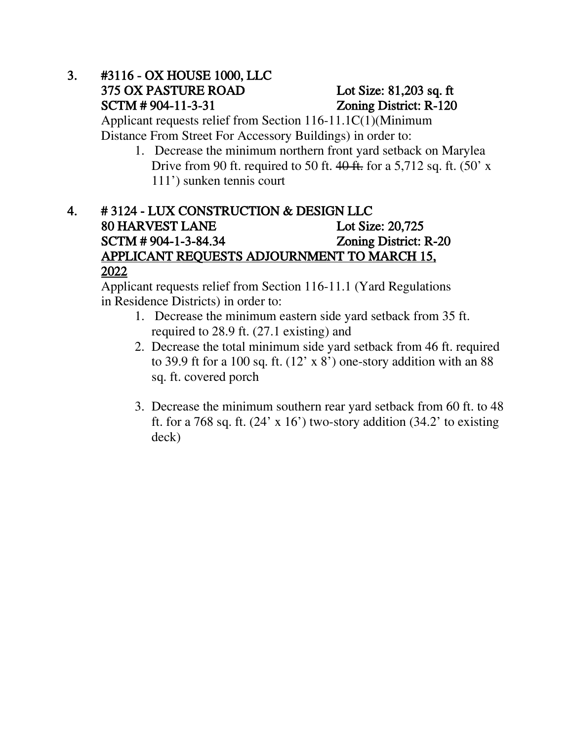3. **#3116 - OX HOUSE 1000, LLC**
   **375 OX PASTURE ROAD** **Lot Size: 81,203 sq. ft**
   **SCTM # 904-11-3-31** **Zoning District: R-120**

   Applicant requests relief from Section 116-11.1C(1)(Minimum Distance From Street For Accessory Buildings) in order to:

   1. Decrease the minimum northern front yard setback on Marylea Drive from 90 ft. required to 50 ft. ~~40 ft.~~ for a 5,712 sq. ft. (50' x 111') sunken tennis court

4. **# 3124 - LUX CONSTRUCTION & DESIGN LLC**
   **80 HARVEST LANE** **Lot Size: 20,725**
   **SCTM # 904-1-3-84.34** **Zoning District: R-20**
   **<u>APPLICANT REQUESTS ADJOURNMENT TO MARCH 15, 2022</u>**

   Applicant requests relief from Section 116-11.1 (Yard Regulations in Residence Districts) in order to:

   1. Decrease the minimum eastern side yard setback from 35 ft. required to 28.9 ft. (27.1 existing) and
   2. Decrease the total minimum side yard setback from 46 ft. required to 39.9 ft for a 100 sq. ft. (12' x 8') one-story addition with an 88 sq. ft. covered porch
   3. Decrease the minimum southern rear yard setback from 60 ft. to 48 ft. for a 768 sq. ft. (24' x 16') two-story addition (34.2' to existing deck)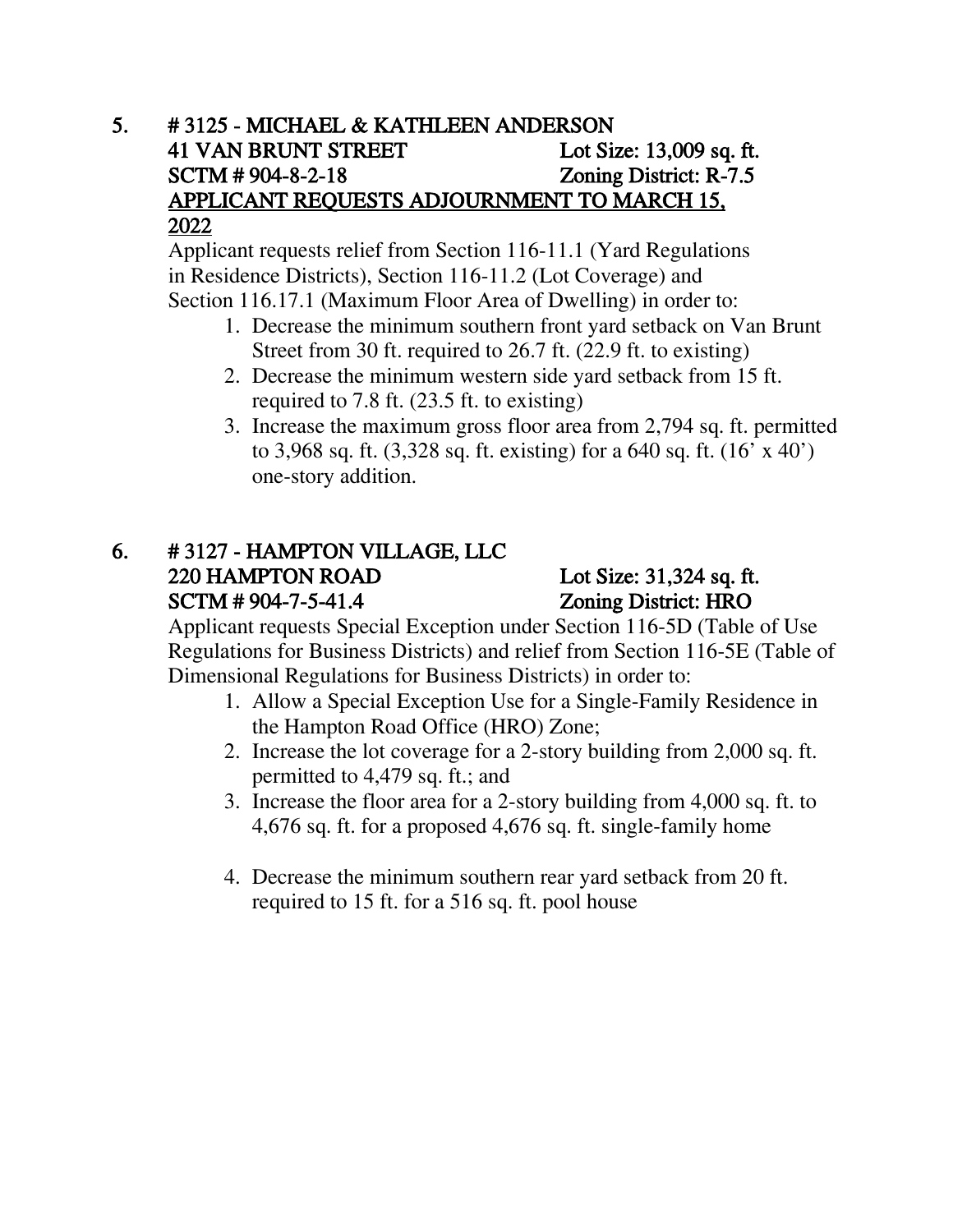5. **# 3125 - MICHAEL & KATHLEEN ANDERSON**
   **41 VAN BRUNT STREET** — **Lot Size: 13,009 sq. ft.**
   **SCTM # 904-8-2-18** — **Zoning District: R-7.5**
   <u>APPLICANT REQUESTS ADJOURNMENT TO MARCH 15, 2022</u>

   Applicant requests relief from Section 116-11.1 (Yard Regulations in Residence Districts), Section 116-11.2 (Lot Coverage) and Section 116.17.1 (Maximum Floor Area of Dwelling) in order to:

   1. Decrease the minimum southern front yard setback on Van Brunt Street from 30 ft. required to 26.7 ft. (22.9 ft. to existing)
   2. Decrease the minimum western side yard setback from 15 ft. required to 7.8 ft. (23.5 ft. to existing)
   3. Increase the maximum gross floor area from 2,794 sq. ft. permitted to 3,968 sq. ft. (3,328 sq. ft. existing) for a 640 sq. ft. (16' x 40') one-story addition.

6. **# 3127 - HAMPTON VILLAGE, LLC**
   **220 HAMPTON ROAD** — **Lot Size: 31,324 sq. ft.**
   **SCTM # 904-7-5-41.4** — **Zoning District: HRO**

   Applicant requests Special Exception under Section 116-5D (Table of Use Regulations for Business Districts) and relief from Section 116-5E (Table of Dimensional Regulations for Business Districts) in order to:

   1. Allow a Special Exception Use for a Single-Family Residence in the Hampton Road Office (HRO) Zone;
   2. Increase the lot coverage for a 2-story building from 2,000 sq. ft. permitted to 4,479 sq. ft.; and
   3. Increase the floor area for a 2-story building from 4,000 sq. ft. to 4,676 sq. ft. for a proposed 4,676 sq. ft. single-family home
   4. Decrease the minimum southern rear yard setback from 20 ft. required to 15 ft. for a 516 sq. ft. pool house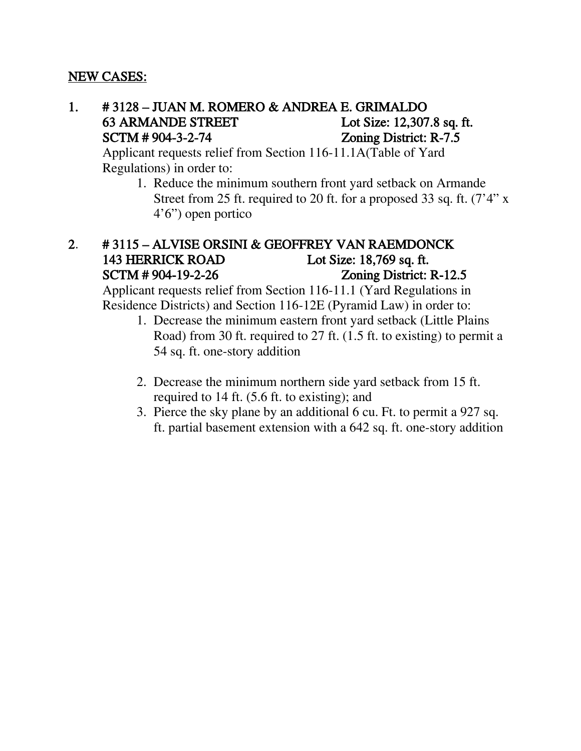**NEW CASES:**

1. **# 3128 – JUAN M. ROMERO & ANDREA E. GRIMALDO**
   **63 ARMANDE STREET** **Lot Size: 12,307.8 sq. ft.**
   **SCTM # 904-3-2-74** **Zoning District: R-7.5**

   Applicant requests relief from Section 116-11.1A(Table of Yard Regulations) in order to:

   1. Reduce the minimum southern front yard setback on Armande Street from 25 ft. required to 20 ft. for a proposed 33 sq. ft. (7'4" x 4'6") open portico

2. **# 3115 – ALVISE ORSINI & GEOFFREY VAN RAEMDONCK**
   **143 HERRICK ROAD** **Lot Size: 18,769 sq. ft.**
   **SCTM # 904-19-2-26** **Zoning District: R-12.5**

   Applicant requests relief from Section 116-11.1 (Yard Regulations in Residence Districts) and Section 116-12E (Pyramid Law) in order to:

   1. Decrease the minimum eastern front yard setback (Little Plains Road) from 30 ft. required to 27 ft. (1.5 ft. to existing) to permit a 54 sq. ft. one-story addition

   2. Decrease the minimum northern side yard setback from 15 ft. required to 14 ft. (5.6 ft. to existing); and
   3. Pierce the sky plane by an additional 6 cu. Ft. to permit a 927 sq. ft. partial basement extension with a 642 sq. ft. one-story addition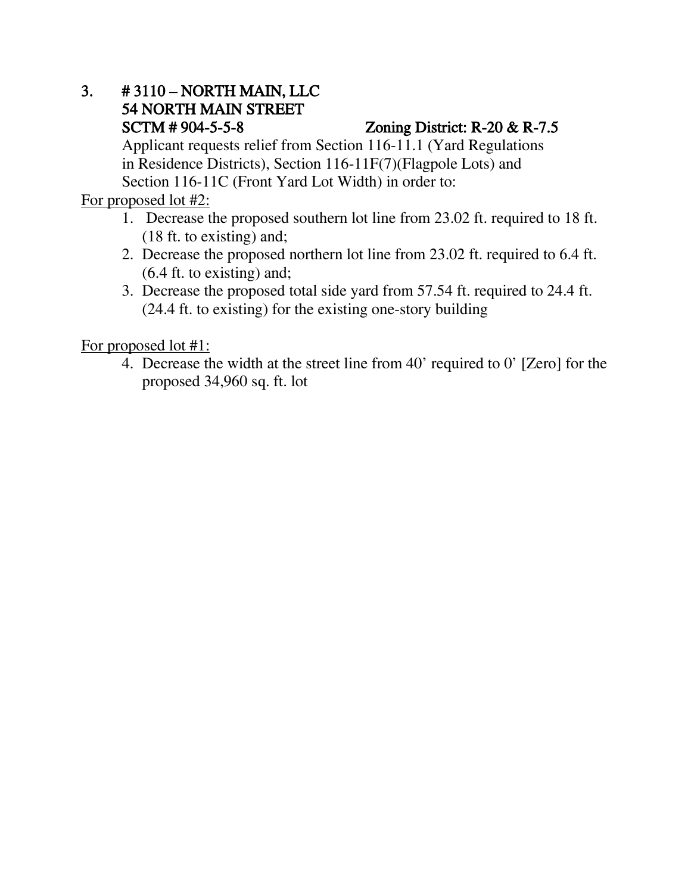3. **# 3110 – NORTH MAIN, LLC**
   **54 NORTH MAIN STREET**
   **SCTM # 904-5-5-8 Zoning District: R-20 & R-7.5**

   Applicant requests relief from Section 116-11.1 (Yard Regulations in Residence Districts), Section 116-11F(7)(Flagpole Lots) and Section 116-11C (Front Yard Lot Width) in order to:

<u>For proposed lot #2:</u>

1. Decrease the proposed southern lot line from 23.02 ft. required to 18 ft. (18 ft. to existing) and;
2. Decrease the proposed northern lot line from 23.02 ft. required to 6.4 ft. (6.4 ft. to existing) and;
3. Decrease the proposed total side yard from 57.54 ft. required to 24.4 ft. (24.4 ft. to existing) for the existing one-story building

<u>For proposed lot #1:</u>

4. Decrease the width at the street line from 40' required to 0' [Zero] for the proposed 34,960 sq. ft. lot